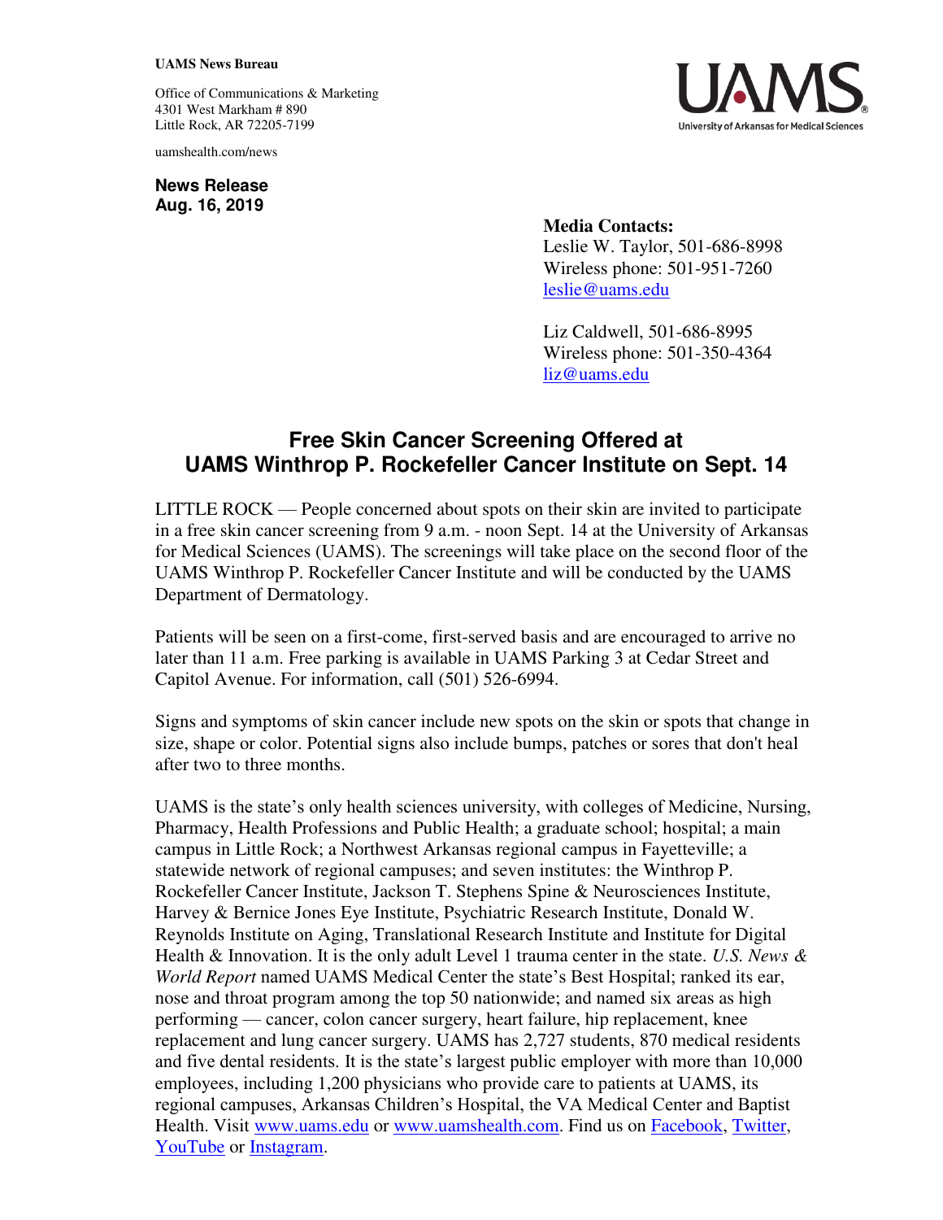**UAMS News Bureau**

Office of Communications & Marketing
4301 West Markham # 890
Little Rock, AR 72205-7199

uamshealth.com/news

UAMS
University of Arkansas for Medical Sciences

**News Release**
**Aug. 16, 2019**

**Media Contacts:**
Leslie W. Taylor, 501-686-8998
Wireless phone: 501-951-7260
leslie@uams.edu

Liz Caldwell, 501-686-8995
Wireless phone: 501-350-4364
liz@uams.edu

# Free Skin Cancer Screening Offered at UAMS Winthrop P. Rockefeller Cancer Institute on Sept. 14

LITTLE ROCK — People concerned about spots on their skin are invited to participate in a free skin cancer screening from 9 a.m. - noon Sept. 14 at the University of Arkansas for Medical Sciences (UAMS). The screenings will take place on the second floor of the UAMS Winthrop P. Rockefeller Cancer Institute and will be conducted by the UAMS Department of Dermatology.

Patients will be seen on a first-come, first-served basis and are encouraged to arrive no later than 11 a.m. Free parking is available in UAMS Parking 3 at Cedar Street and Capitol Avenue. For information, call (501) 526-6994.

Signs and symptoms of skin cancer include new spots on the skin or spots that change in size, shape or color. Potential signs also include bumps, patches or sores that don't heal after two to three months.

UAMS is the state's only health sciences university, with colleges of Medicine, Nursing, Pharmacy, Health Professions and Public Health; a graduate school; hospital; a main campus in Little Rock; a Northwest Arkansas regional campus in Fayetteville; a statewide network of regional campuses; and seven institutes: the Winthrop P. Rockefeller Cancer Institute, Jackson T. Stephens Spine & Neurosciences Institute, Harvey & Bernice Jones Eye Institute, Psychiatric Research Institute, Donald W. Reynolds Institute on Aging, Translational Research Institute and Institute for Digital Health & Innovation. It is the only adult Level 1 trauma center in the state. *U.S. News & World Report* named UAMS Medical Center the state's Best Hospital; ranked its ear, nose and throat program among the top 50 nationwide; and named six areas as high performing — cancer, colon cancer surgery, heart failure, hip replacement, knee replacement and lung cancer surgery. UAMS has 2,727 students, 870 medical residents and five dental residents. It is the state's largest public employer with more than 10,000 employees, including 1,200 physicians who provide care to patients at UAMS, its regional campuses, Arkansas Children's Hospital, the VA Medical Center and Baptist Health. Visit www.uams.edu or www.uamshealth.com. Find us on Facebook, Twitter, YouTube or Instagram.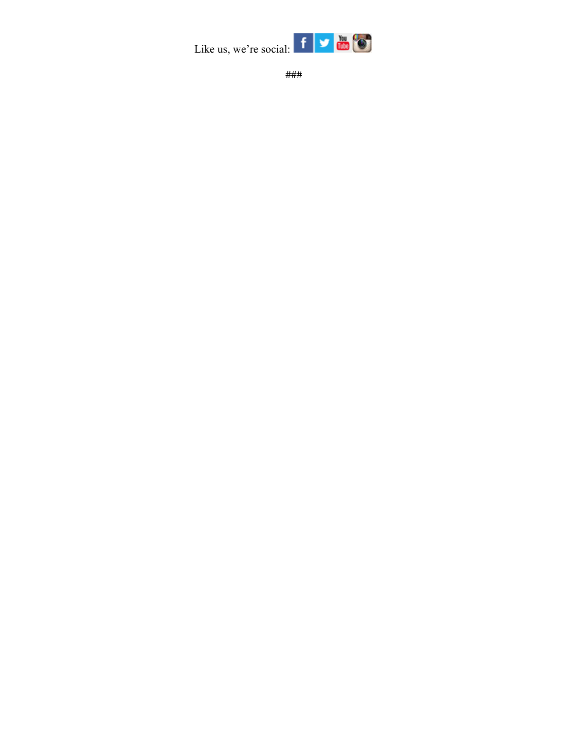Like us, we're social:

###